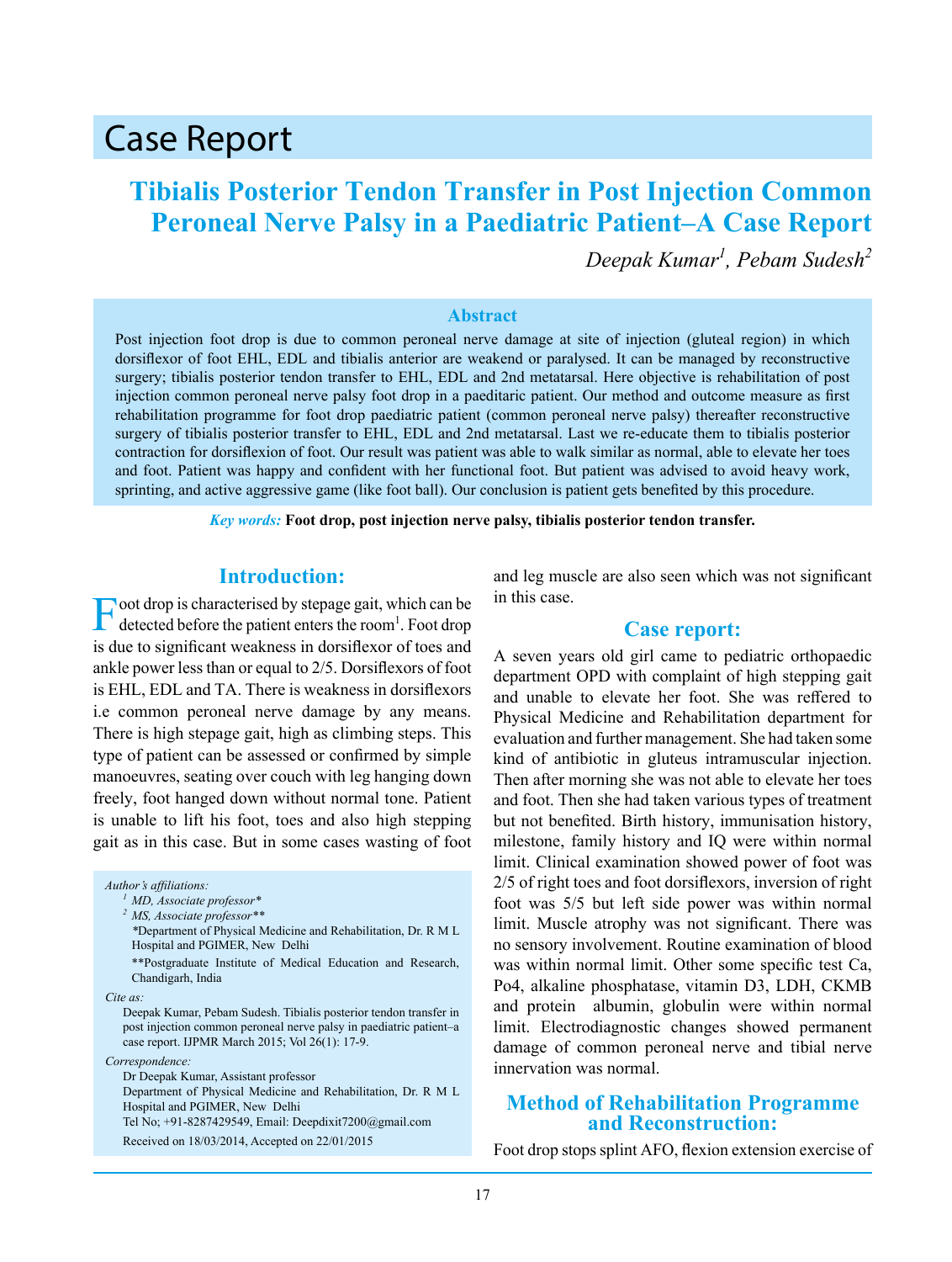# Case Report

## Tibialis Posterior Tendon Transfer in Post Injection Common Peroneal Nerve Palsy in a Paediatric Patient–A Case Report

*Deepak Kumar[1], Pebam Sudesh[2]*

### Abstract

Post injection foot drop is due to common peroneal nerve damage at site of injection (gluteal region) in which dorsiflexor of foot EHL, EDL and tibialis anterior are weakend or paralysed. It can be managed by reconstructive surgery; tibialis posterior tendon transfer to EHL, EDL and 2nd metatarsal. Here objective is rehabilitation of post injection common peroneal nerve palsy foot drop in a paeditaric patient. Our method and outcome measure as first rehabilitation programme for foot drop paediatric patient (common peroneal nerve palsy) thereafter reconstructive surgery of tibialis posterior transfer to EHL, EDL and 2nd metatarsal. Last we re-educate them to tibialis posterior contraction for dorsiflexion of foot. Our result was patient was able to walk similar as normal, able to elevate her toes and foot. Patient was happy and confident with her functional foot. But patient was advised to avoid heavy work, sprinting, and active aggressive game (like foot ball). Our conclusion is patient gets benefited by this procedure.

***Key words:*** **Foot drop, post injection nerve palsy, tibialis posterior tendon transfer.**

### Introduction:

Foot drop is characterised by stepage gait, which can be detected before the patient enters the room[1]. Foot drop is due to significant weakness in dorsiflexor of toes and ankle power less than or equal to 2/5. Dorsiflexors of foot is EHL, EDL and TA. There is weakness in dorsiflexors i.e common peroneal nerve damage by any means. There is high stepage gait, high as climbing steps. This type of patient can be assessed or confirmed by simple manoeuvres, seating over couch with leg hanging down freely, foot hanged down without normal tone. Patient is unable to lift his foot, toes and also high stepping gait as in this case. But in some cases wasting of foot and leg muscle are also seen which was not significant in this case.

### Case report:

A seven years old girl came to pediatric orthopaedic department OPD with complaint of high stepping gait and unable to elevate her foot. She was reffered to Physical Medicine and Rehabilitation department for evaluation and further management. She had taken some kind of antibiotic in gluteus intramuscular injection. Then after morning she was not able to elevate her toes and foot. Then she had taken various types of treatment but not benefited. Birth history, immunisation history, milestone, family history and IQ were within normal limit. Clinical examination showed power of foot was 2/5 of right toes and foot dorsiflexors, inversion of right foot was 5/5 but left side power was within normal limit. Muscle atrophy was not significant. There was no sensory involvement. Routine examination of blood was within normal limit. Other some specific test Ca, Po4, alkaline phosphatase, vitamin D3, LDH, CKMB and protein albumin, globulin were within normal limit. Electrodiagnostic changes showed permanent damage of common peroneal nerve and tibial nerve innervation was normal.

### Method of Rehabilitation Programme and Reconstruction:

Foot drop stops splint AFO, flexion extension exercise of

---

*Author's affiliations:*
[1] *MD, Associate professor**
[2] *MS, Associate professor***
*Department of Physical Medicine and Rehabilitation, Dr. R M L Hospital and PGIMER, New Delhi
**Postgraduate Institute of Medical Education and Research, Chandigarh, India

*Cite as:*
Deepak Kumar, Pebam Sudesh. Tibialis posterior tendon transfer in post injection common peroneal nerve palsy in paediatric patient–a case report. IJPMR March 2015; Vol 26(1): 17-9.

*Correspondence:*
Dr Deepak Kumar, Assistant professor
Department of Physical Medicine and Rehabilitation, Dr. R M L Hospital and PGIMER, New Delhi
Tel No; +91-8287429549, Email: Deepdixit7200@gmail.com

Received on 18/03/2014, Accepted on 22/01/2015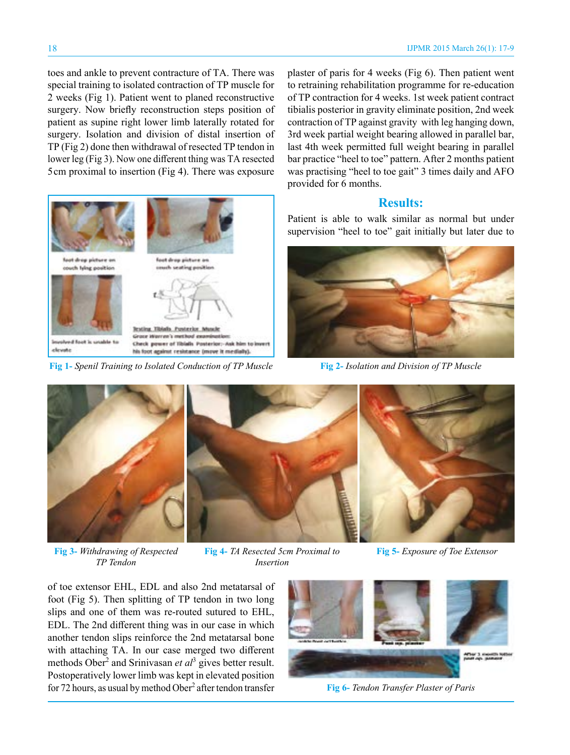toes and ankle to prevent contracture of TA. There was special training to isolated contraction of TP muscle for 2 weeks (Fig 1). Patient went to planed reconstructive surgery. Now briefly reconstruction steps position of patient as supine right lower limb laterally rotated for surgery. Isolation and division of distal insertion of TP (Fig 2) done then withdrawal of resected TP tendon in lower leg (Fig 3). Now one different thing was TA resected 5cm proximal to insertion (Fig 4). There was exposure of toe extensor EHL, EDL and also 2nd metatarsal of foot (Fig 5). Then splitting of TP tendon in two long slips and one of them was re-routed sutured to EHL, EDL. The 2nd different thing was in our case in which another tendon slips reinforce the 2nd metatarsal bone with attaching TA. In our case merged two different methods Ober[2] and Srinivasan *et al*[3] gives better result. Postoperatively lower limb was kept in elevated position for 72 hours, as usual by method Ober[2] after tendon transfer plaster of paris for 4 weeks (Fig 6). Then patient went to retraining rehabilitation programme for re-education of TP contraction for 4 weeks. 1st week patient contract tibialis posterior in gravity eliminate position, 2nd week contraction of TP against gravity with leg hanging down, 3rd week partial weight bearing allowed in parallel bar, last 4th week permitted full weight bearing in parallel bar practice "heel to toe" pattern. After 2 months patient was practising "heel to toe gait" 3 times daily and AFO provided for 6 months.

**Fig 1-** *Spenil Training to Isolated Conduction of TP Muscle*

**Fig 2-** *Isolation and Division of TP Muscle*

**Fig 3-** *Withdrawing of Respected TP Tendon*

**Fig 4-** *TA Resected 5cm Proximal to Insertion*

**Fig 5-** *Exposure of Toe Extensor*

**Fig 6-** *Tendon Transfer Plaster of Paris*

## Results:

Patient is able to walk similar as normal but under supervision "heel to toe" gait initially but later due to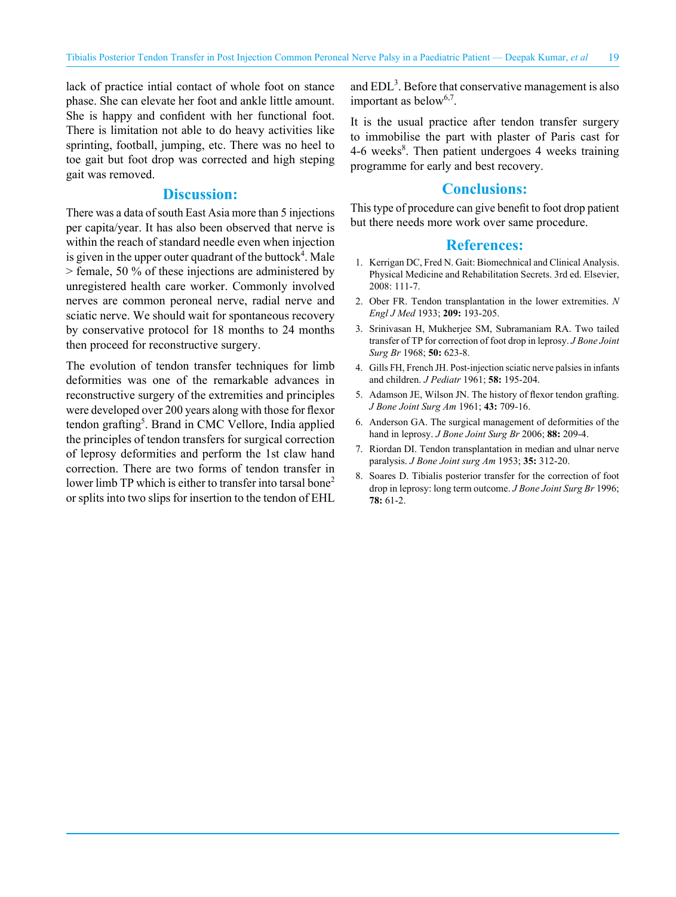lack of practice intial contact of whole foot on stance phase. She can elevate her foot and ankle little amount. She is happy and confident with her functional foot. There is limitation not able to do heavy activities like sprinting, football, jumping, etc. There was no heel to toe gait but foot drop was corrected and high steping gait was removed.

## Discussion:

There was a data of south East Asia more than 5 injections per capita/year. It has also been observed that nerve is within the reach of standard needle even when injection is given in the upper outer quadrant of the buttock[4]. Male > female, 50 % of these injections are administered by unregistered health care worker. Commonly involved nerves are common peroneal nerve, radial nerve and sciatic nerve. We should wait for spontaneous recovery by conservative protocol for 18 months to 24 months then proceed for reconstructive surgery.

The evolution of tendon transfer techniques for limb deformities was one of the remarkable advances in reconstructive surgery of the extremities and principles were developed over 200 years along with those for flexor tendon grafting[5]. Brand in CMC Vellore, India applied the principles of tendon transfers for surgical correction of leprosy deformities and perform the 1st claw hand correction. There are two forms of tendon transfer in lower limb TP which is either to transfer into tarsal bone[2] or splits into two slips for insertion to the tendon of EHL and EDL[3]. Before that conservative management is also important as below[6,7].

It is the usual practice after tendon transfer surgery to immobilise the part with plaster of Paris cast for 4-6 weeks[8]. Then patient undergoes 4 weeks training programme for early and best recovery.

## Conclusions:

This type of procedure can give benefit to foot drop patient but there needs more work over same procedure.

## References:

1. Kerrigan DC, Fred N. Gait: Biomechnical and Clinical Analysis. Physical Medicine and Rehabilitation Secrets. 3rd ed. Elsevier, 2008: 111-7.
2. Ober FR. Tendon transplantation in the lower extremities. *N Engl J Med* 1933; **209:** 193-205.
3. Srinivasan H, Mukherjee SM, Subramaniam RA. Two tailed transfer of TP for correction of foot drop in leprosy. *J Bone Joint Surg Br* 1968; **50:** 623-8.
4. Gills FH, French JH. Post-injection sciatic nerve palsies in infants and children. *J Pediatr* 1961; **58:** 195-204.
5. Adamson JE, Wilson JN. The history of flexor tendon grafting. *J Bone Joint Surg Am* 1961; **43:** 709-16.
6. Anderson GA. The surgical management of deformities of the hand in leprosy. *J Bone Joint Surg Br* 2006; **88:** 209-4.
7. Riordan DI. Tendon transplantation in median and ulnar nerve paralysis. *J Bone Joint surg Am* 1953; **35:** 312-20.
8. Soares D. Tibialis posterior transfer for the correction of foot drop in leprosy: long term outcome. *J Bone Joint Surg Br* 1996; **78:** 61-2.